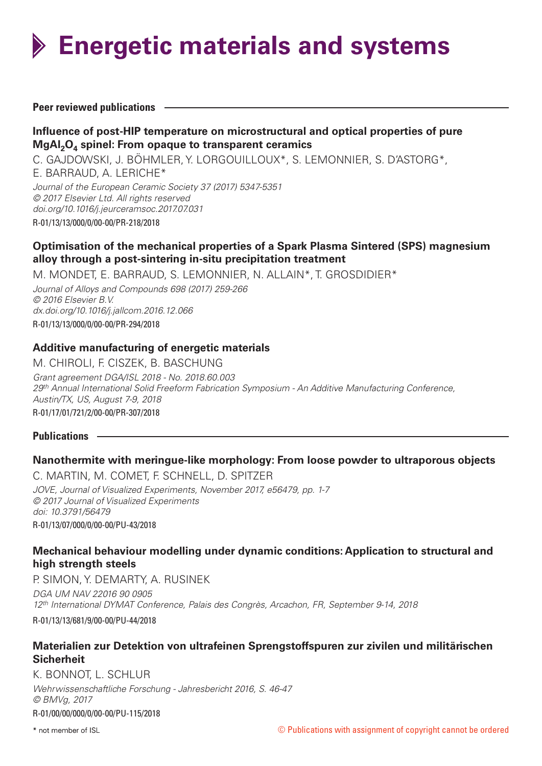# Energetic materials and systems

## Peer reviewed publications

### Influence of post-HIP temperature on microstructural and optical properties of pure $MgAl_2O_4$ spinel: From opaque to transparent ceramics

C. GAJDOWSKI, J. BÖHMLER, Y. LORGOUILLOUX*, S. LEMONNIER, S. D'ASTORG*, E. BARRAUD, A. LERICHE*

*Journal of the European Ceramic Society 37 (2017) 5347-5351*
*© 2017 Elsevier Ltd. All rights reserved*
*doi.org/10.1016/j.jeurceramsoc.2017.07.031*

R-01/13/13/000/0/00-00/PR-218/2018

### Optimisation of the mechanical properties of a Spark Plasma Sintered (SPS) magnesium alloy through a post-sintering in-situ precipitation treatment

M. MONDET, E. BARRAUD, S. LEMONNIER, N. ALLAIN*, T. GROSDIDIER*

*Journal of Alloys and Compounds 698 (2017) 259-266*
*© 2016 Elsevier B.V.*
*dx.doi.org/10.1016/j.jallcom.2016.12.066*

R-01/13/13/000/0/00-00/PR-294/2018

### Additive manufacturing of energetic materials

M. CHIROLI, F. CISZEK, B. BASCHUNG

*Grant agreement DGA/ISL 2018 - No. 2018.60.003*
*29th Annual International Solid Freeform Fabrication Symposium - An Additive Manufacturing Conference, Austin/TX, US, August 7-9, 2018*

R-01/17/01/721/2/00-00/PR-307/2018

## Publications

### Nanothermite with meringue-like morphology: From loose powder to ultraporous objects

C. MARTIN, M. COMET, F. SCHNELL, D. SPITZER

*JOVE, Journal of Visualized Experiments, November 2017, e56479, pp. 1-7*
*© 2017 Journal of Visualized Experiments*
*doi: 10.3791/56479*

R-01/13/07/000/0/00-00/PU-43/2018

### Mechanical behaviour modelling under dynamic conditions: Application to structural and high strength steels

P. SIMON, Y. DEMARTY, A. RUSINEK

*DGA UM NAV 22016 90 0905*
*12th International DYMAT Conference, Palais des Congrès, Arcachon, FR, September 9-14, 2018*

R-01/13/13/681/9/00-00/PU-44/2018

### Materialien zur Detektion von ultrafeinen Sprengstoffspuren zur zivilen und militärischen Sicherheit

K. BONNOT, L. SCHLUR

*Wehrwissenschaftliche Forschung - Jahresbericht 2016, S. 46-47*
*© BMVg, 2017*

R-01/00/00/000/0/00-00/PU-115/2018

\* not member of ISL

© Publications with assignment of copyright cannot be ordered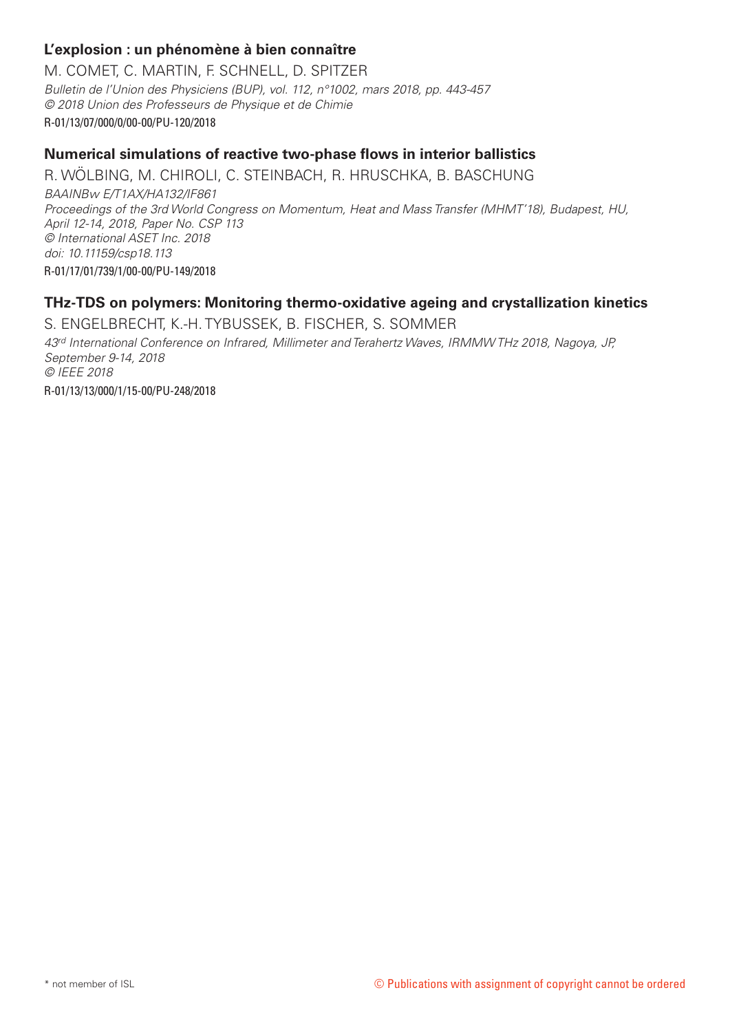### L'explosion : un phénomène à bien connaître

M. COMET, C. MARTIN, F. SCHNELL, D. SPITZER

*Bulletin de l'Union des Physiciens (BUP), vol. 112, n°1002, mars 2018, pp. 443-457*
*© 2018 Union des Professeurs de Physique et de Chimie*

R-01/13/07/000/0/00-00/PU-120/2018

### Numerical simulations of reactive two-phase flows in interior ballistics

R. WÖLBING, M. CHIROLI, C. STEINBACH, R. HRUSCHKA, B. BASCHUNG

*BAAINBw E/T1AX/HA132/IF861*
*Proceedings of the 3rd World Congress on Momentum, Heat and Mass Transfer (MHMT'18), Budapest, HU, April 12-14, 2018, Paper No. CSP 113*
*© International ASET Inc. 2018*
*doi: 10.11159/csp18.113*

R-01/17/01/739/1/00-00/PU-149/2018

### THz-TDS on polymers: Monitoring thermo-oxidative ageing and crystallization kinetics

S. ENGELBRECHT, K.-H. TYBUSSEK, B. FISCHER, S. SOMMER

*43rd International Conference on Infrared, Millimeter and Terahertz Waves, IRMMW THz 2018, Nagoya, JP, September 9-14, 2018*
*© IEEE 2018*

R-01/13/13/000/1/15-00/PU-248/2018

\* not member of ISL

© Publications with assignment of copyright cannot be ordered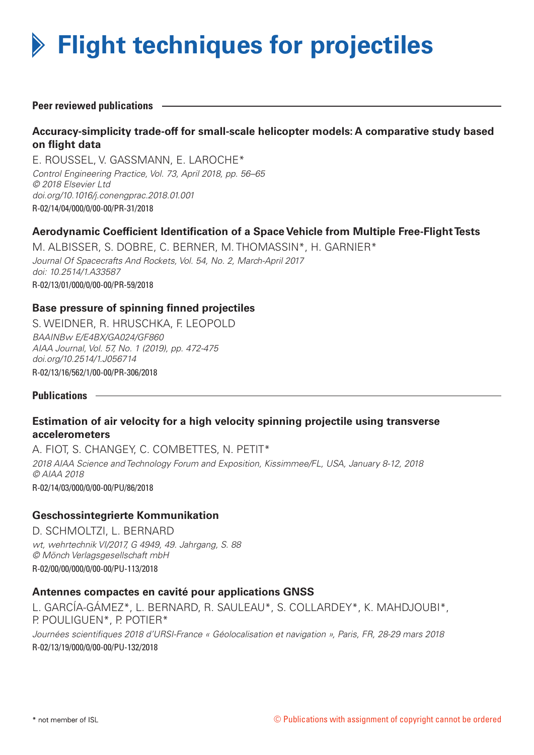# Flight techniques for projectiles

## Peer reviewed publications

### Accuracy-simplicity trade-off for small-scale helicopter models: A comparative study based on flight data

E. ROUSSEL, V. GASSMANN, E. LAROCHE*
*Control Engineering Practice, Vol. 73, April 2018, pp. 56–65*
*© 2018 Elsevier Ltd*
*doi.org/10.1016/j.conengprac.2018.01.001*
R-02/14/04/000/0/00-00/PR-31/2018

### Aerodynamic Coefficient Identification of a Space Vehicle from Multiple Free-Flight Tests

M. ALBISSER, S. DOBRE, C. BERNER, M. THOMASSIN*, H. GARNIER*
*Journal Of Spacecrafts And Rockets, Vol. 54, No. 2, March-April 2017*
*doi: 10.2514/1.A33587*
R-02/13/01/000/0/00-00/PR-59/2018

### Base pressure of spinning finned projectiles

S. WEIDNER, R. HRUSCHKA, F. LEOPOLD
*BAAINBw E/E4BX/GA024/GF860*
*AIAA Journal, Vol. 57, No. 1 (2019), pp. 472-475*
*doi.org/10.2514/1.J056714*
R-02/13/16/562/1/00-00/PR-306/2018

## Publications

### Estimation of air velocity for a high velocity spinning projectile using transverse accelerometers

A. FIOT, S. CHANGEY, C. COMBETTES, N. PETIT*
*2018 AIAA Science and Technology Forum and Exposition, Kissimmee/FL, USA, January 8-12, 2018*
*© AIAA 2018*
R-02/14/03/000/0/00-00/PU/86/2018

### Geschossintegrierte Kommunikation

D. SCHMOLTZI, L. BERNARD
*wt, wehrtechnik VI/2017, G 4949, 49. Jahrgang, S. 88*
*© Mönch Verlagsgesellschaft mbH*
R-02/00/00/000/0/00-00/PU-113/2018

### Antennes compactes en cavité pour applications GNSS

L. GARCÍA-GÁMEZ*, L. BERNARD, R. SAULEAU*, S. COLLARDEY*, K. MAHDJOUBI*, P. POULIGUEN*, P. POTIER*
*Journées scientifiques 2018 d'URSI-France « Géolocalisation et navigation », Paris, FR, 28-29 mars 2018*
R-02/13/19/000/0/00-00/PU-132/2018

\* not member of ISL

© Publications with assignment of copyright cannot be ordered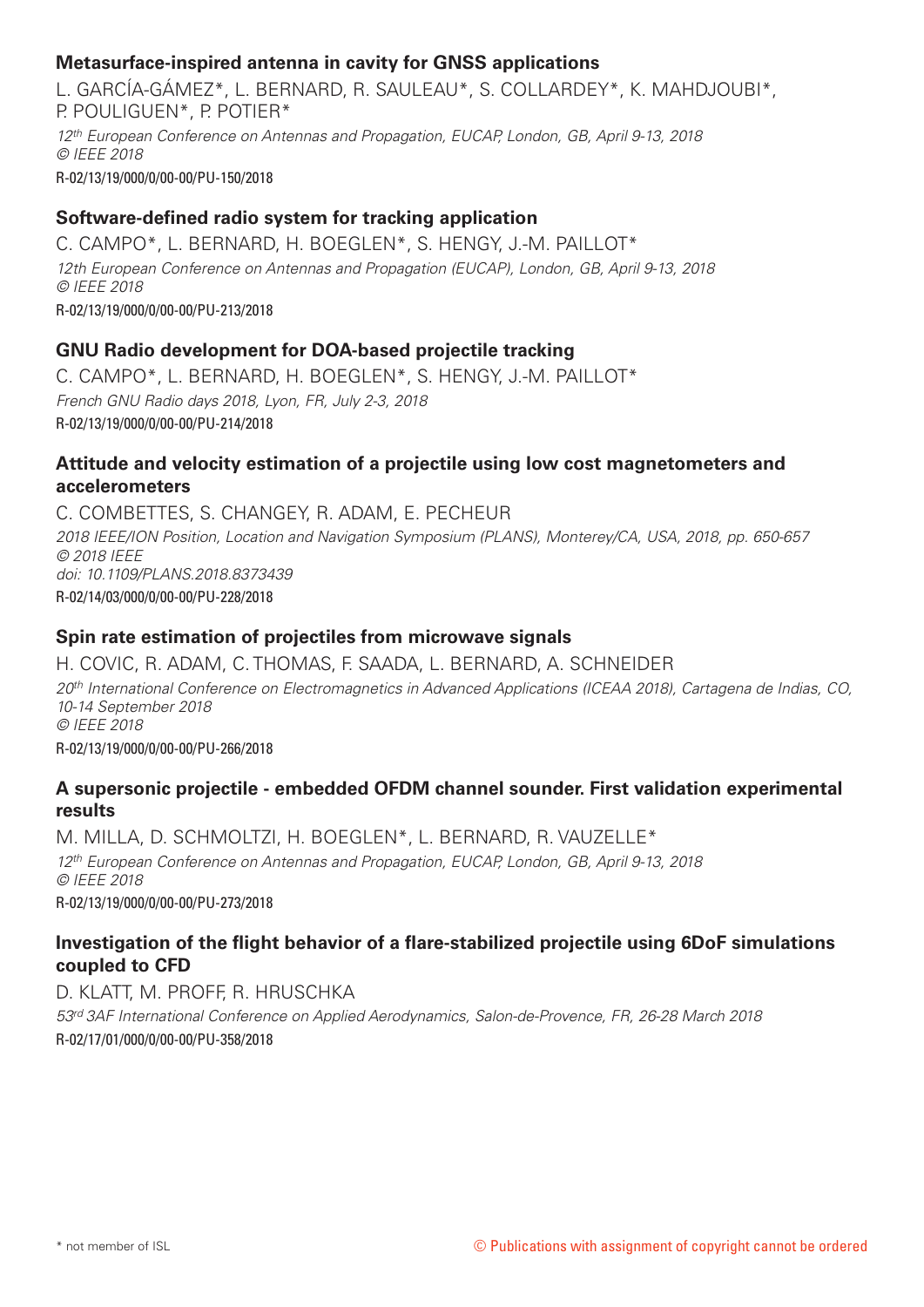### Metasurface-inspired antenna in cavity for GNSS applications

L. GARCÍA-GÁMEZ*, L. BERNARD, R. SAULEAU*, S. COLLARDEY*, K. MAHDJOUBI*, P. POULIGUEN*, P. POTIER*

*12th European Conference on Antennas and Propagation, EUCAP, London, GB, April 9-13, 2018*
*© IEEE 2018*

R-02/13/19/000/0/00-00/PU-150/2018

### Software-defined radio system for tracking application

C. CAMPO*, L. BERNARD, H. BOEGLEN*, S. HENGY, J.-M. PAILLOT*

*12th European Conference on Antennas and Propagation (EUCAP), London, GB, April 9-13, 2018*
*© IEEE 2018*

R-02/13/19/000/0/00-00/PU-213/2018

### GNU Radio development for DOA-based projectile tracking

C. CAMPO*, L. BERNARD, H. BOEGLEN*, S. HENGY, J.-M. PAILLOT*

*French GNU Radio days 2018, Lyon, FR, July 2-3, 2018*

R-02/13/19/000/0/00-00/PU-214/2018

### Attitude and velocity estimation of a projectile using low cost magnetometers and accelerometers

C. COMBETTES, S. CHANGEY, R. ADAM, E. PECHEUR

*2018 IEEE/ION Position, Location and Navigation Symposium (PLANS), Monterey/CA, USA, 2018, pp. 650-657*
*© 2018 IEEE*
*doi: 10.1109/PLANS.2018.8373439*

R-02/14/03/000/0/00-00/PU-228/2018

### Spin rate estimation of projectiles from microwave signals

H. COVIC, R. ADAM, C. THOMAS, F. SAADA, L. BERNARD, A. SCHNEIDER

*20th International Conference on Electromagnetics in Advanced Applications (ICEAA 2018), Cartagena de Indias, CO, 10-14 September 2018*
*© IEEE 2018*

R-02/13/19/000/0/00-00/PU-266/2018

### A supersonic projectile - embedded OFDM channel sounder. First validation experimental results

M. MILLA, D. SCHMOLTZI, H. BOEGLEN*, L. BERNARD, R. VAUZELLE*

*12th European Conference on Antennas and Propagation, EUCAP, London, GB, April 9-13, 2018*
*© IEEE 2018*

R-02/13/19/000/0/00-00/PU-273/2018

### Investigation of the flight behavior of a flare-stabilized projectile using 6DoF simulations coupled to CFD

D. KLATT, M. PROFF, R. HRUSCHKA

*53rd 3AF International Conference on Applied Aerodynamics, Salon-de-Provence, FR, 26-28 March 2018*

R-02/17/01/000/0/00-00/PU-358/2018

\* not member of ISL

© Publications with assignment of copyright cannot be ordered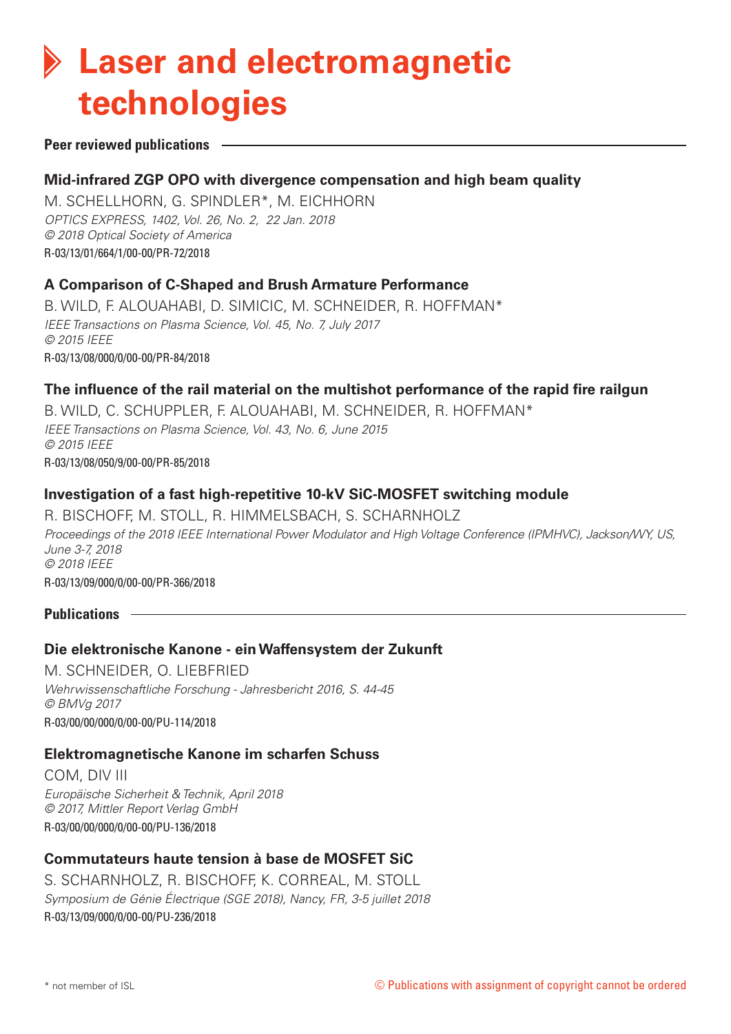# Laser and electromagnetic technologies

## Peer reviewed publications

### Mid-infrared ZGP OPO with divergence compensation and high beam quality

M. SCHELLHORN, G. SPINDLER*, M. EICHHORN
*OPTICS EXPRESS, 1402, Vol. 26, No. 2, 22 Jan. 2018*
*© 2018 Optical Society of America*
R-03/13/01/664/1/00-00/PR-72/2018

### A Comparison of C-Shaped and Brush Armature Performance

B. WILD, F. ALOUAHABI, D. SIMICIC, M. SCHNEIDER, R. HOFFMAN*
*IEEE Transactions on Plasma Science, Vol. 45, No. 7, July 2017*
*© 2015 IEEE*
R-03/13/08/000/0/00-00/PR-84/2018

### The influence of the rail material on the multishot performance of the rapid fire railgun

B. WILD, C. SCHUPPLER, F. ALOUAHABI, M. SCHNEIDER, R. HOFFMAN*
*IEEE Transactions on Plasma Science, Vol. 43, No. 6, June 2015*
*© 2015 IEEE*
R-03/13/08/050/9/00-00/PR-85/2018

### Investigation of a fast high-repetitive 10-kV SiC-MOSFET switching module

R. BISCHOFF, M. STOLL, R. HIMMELSBACH, S. SCHARNHOLZ
*Proceedings of the 2018 IEEE International Power Modulator and High Voltage Conference (IPMHVC), Jackson/WY, US, June 3-7, 2018*
*© 2018 IEEE*
R-03/13/09/000/0/00-00/PR-366/2018

## Publications

### Die elektronische Kanone - ein Waffensystem der Zukunft

M. SCHNEIDER, O. LIEBFRIED
*Wehrwissenschaftliche Forschung - Jahresbericht 2016, S. 44-45*
*© BMVg 2017*
R-03/00/00/000/0/00-00/PU-114/2018

### Elektromagnetische Kanone im scharfen Schuss

COM, DIV III
*Europäische Sicherheit & Technik, April 2018*
*© 2017, Mittler Report Verlag GmbH*
R-03/00/00/000/0/00-00/PU-136/2018

### Commutateurs haute tension à base de MOSFET SiC

S. SCHARNHOLZ, R. BISCHOFF, K. CORREAL, M. STOLL
*Symposium de Génie Électrique (SGE 2018), Nancy, FR, 3-5 juillet 2018*
R-03/13/09/000/0/00-00/PU-236/2018

\* not member of ISL

© Publications with assignment of copyright cannot be ordered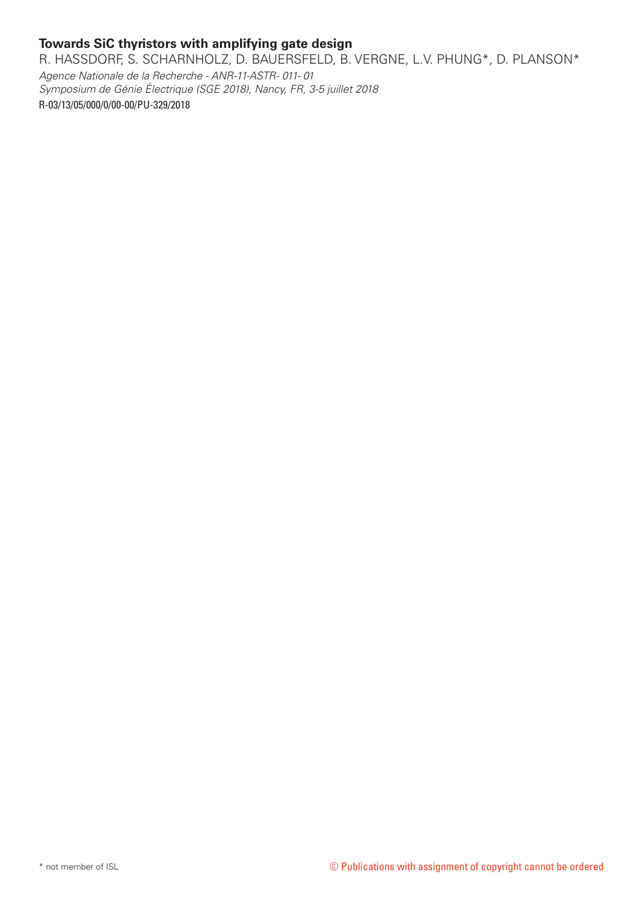**Towards SiC thyristors with amplifying gate design**

R. HASSDORF, S. SCHARNHOLZ, D. BAUERSFELD, B. VERGNE, L.V. PHUNG*, D. PLANSON*

*Agence Nationale de la Recherche - ANR-11-ASTR- 011- 01*

*Symposium de Génie Électrique (SGE 2018), Nancy, FR, 3-5 juillet 2018*

R-03/13/05/000/0/00-00/PU-329/2018

\* not member of ISL

© Publications with assignment of copyright cannot be ordered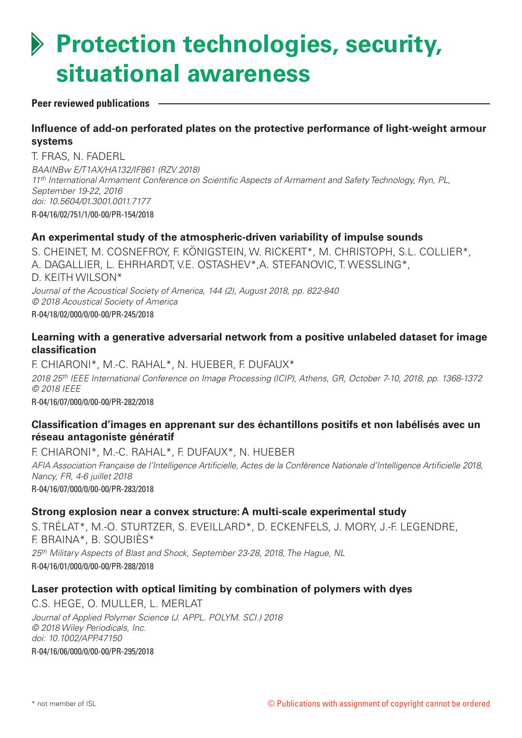# Protection technologies, security, situational awareness

**Peer reviewed publications**

### Influence of add-on perforated plates on the protective performance of light-weight armour systems

T. FRAS, N. FADERL

*BAAINBw E/T1AX/HA132/IF861 (RZV 2018)*
*11th International Armament Conference on Scientific Aspects of Armament and Safety Technology, Ryn, PL, September 19-22, 2016*
*doi: 10.5604/01.3001.0011.7177*

R-04/16/02/751/1/00-00/PR-154/2018

### An experimental study of the atmospheric-driven variability of impulse sounds

S. CHEINET, M. COSNEFROY, F. KÖNIGSTEIN, W. RICKERT*, M. CHRISTOPH, S.L. COLLIER*, A. DAGALLIER, L. EHRHARDT, V.E. OSTASHEV*,A. STEFANOVIC, T. WESSLING*, D. KEITH WILSON*

*Journal of the Acoustical Society of America, 144 (2), August 2018, pp. 822-840*
*© 2018 Acoustical Society of America*

R-04/18/02/000/0/00-00/PR-245/2018

### Learning with a generative adversarial network from a positive unlabeled dataset for image classification

F. CHIARONI*, M.-C. RAHAL*, N. HUEBER, F. DUFAUX*

*2018 25th IEEE International Conference on Image Processing (ICIP), Athens, GR, October 7-10, 2018, pp. 1368-1372*
*© 2018 IEEE*

R-04/16/07/000/0/00-00/PR-282/2018

### Classification d'images en apprenant sur des échantillons positifs et non labélisés avec un réseau antagoniste génératif

F. CHIARONI*, M.-C. RAHAL*, F. DUFAUX*, N. HUEBER

*AFIA Association Française de l'Intelligence Artificielle, Actes de la Conférence Nationale d'Intelligence Artificielle 2018, Nancy, FR, 4-6 juillet 2018*

R-04/16/07/000/0/00-00/PR-283/2018

### Strong explosion near a convex structure: A multi-scale experimental study

S. TRÉLAT*, M.-O. STURTZER, S. EVEILLARD*, D. ECKENFELS, J. MORY, J.-F. LEGENDRE, F. BRAINA*, B. SOUBIÈS*

*25th Military Aspects of Blast and Shock, September 23-28, 2018, The Hague, NL*

R-04/16/01/000/0/00-00/PR-288/2018

### Laser protection with optical limiting by combination of polymers with dyes

C.S. HEGE, O. MULLER, L. MERLAT

*Journal of Applied Polymer Science (J. APPL. POLYM. SCI.) 2018*
*© 2018 Wiley Periodicals, Inc.*
*doi: 10.1002/APP.47150*

R-04/16/06/000/0/00-00/PR-295/2018

\* not member of ISL

© Publications with assignment of copyright cannot be ordered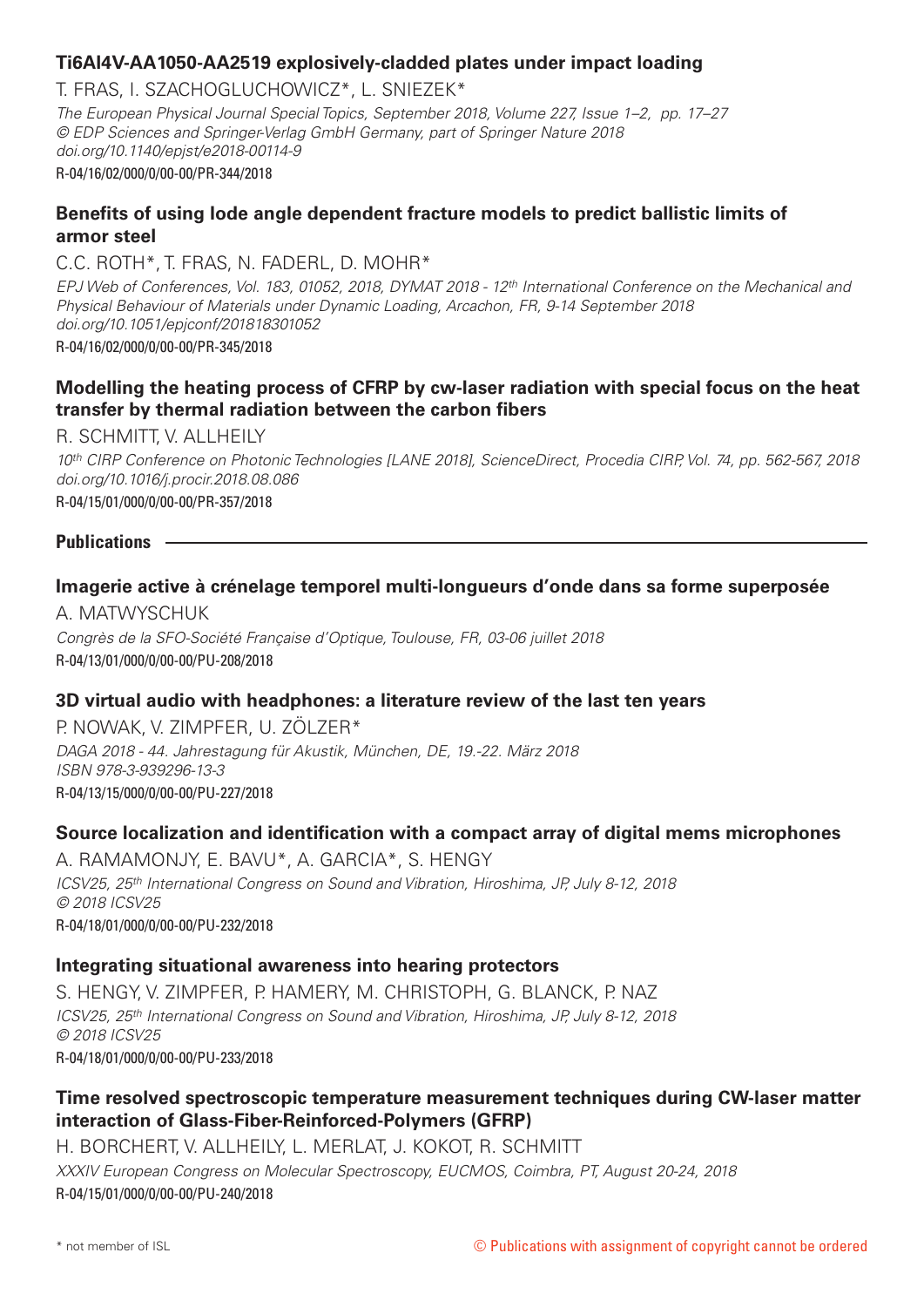### Ti6Al4V-AA1050-AA2519 explosively-cladded plates under impact loading

T. FRAS, I. SZACHOGLUCHOWICZ*, L. SNIEZEK*

*The European Physical Journal Special Topics, September 2018, Volume 227, Issue 1–2, pp. 17–27*
*© EDP Sciences and Springer-Verlag GmbH Germany, part of Springer Nature 2018*
*doi.org/10.1140/epjst/e2018-00114-9*

R-04/16/02/000/0/00-00/PR-344/2018

### Benefits of using lode angle dependent fracture models to predict ballistic limits of armor steel

C.C. ROTH*, T. FRAS, N. FADERL, D. MOHR*

*EPJ Web of Conferences, Vol. 183, 01052, 2018, DYMAT 2018 - 12th International Conference on the Mechanical and Physical Behaviour of Materials under Dynamic Loading, Arcachon, FR, 9-14 September 2018*
*doi.org/10.1051/epjconf/201818301052*

R-04/16/02/000/0/00-00/PR-345/2018

### Modelling the heating process of CFRP by cw-laser radiation with special focus on the heat transfer by thermal radiation between the carbon fibers

R. SCHMITT, V. ALLHEILY

*10th CIRP Conference on Photonic Technologies [LANE 2018], ScienceDirect, Procedia CIRP, Vol. 74, pp. 562-567, 2018*
*doi.org/10.1016/j.procir.2018.08.086*

R-04/15/01/000/0/00-00/PR-357/2018

## Publications

### Imagerie active à crénelage temporel multi-longueurs d'onde dans sa forme superposée

A. MATWYSCHUK

*Congrès de la SFO-Société Française d'Optique, Toulouse, FR, 03-06 juillet 2018*

R-04/13/01/000/0/00-00/PU-208/2018

### 3D virtual audio with headphones: a literature review of the last ten years

P. NOWAK, V. ZIMPFER, U. ZÖLZER*

*DAGA 2018 - 44. Jahrestagung für Akustik, München, DE, 19.-22. März 2018*
*ISBN 978-3-939296-13-3*

R-04/13/15/000/0/00-00/PU-227/2018

### Source localization and identification with a compact array of digital mems microphones

A. RAMAMONJY, E. BAVU*, A. GARCIA*, S. HENGY

*ICSV25, 25th International Congress on Sound and Vibration, Hiroshima, JP, July 8-12, 2018*
*© 2018 ICSV25*

R-04/18/01/000/0/00-00/PU-232/2018

### Integrating situational awareness into hearing protectors

S. HENGY, V. ZIMPFER, P. HAMERY, M. CHRISTOPH, G. BLANCK, P. NAZ

*ICSV25, 25th International Congress on Sound and Vibration, Hiroshima, JP, July 8-12, 2018*
*© 2018 ICSV25*

R-04/18/01/000/0/00-00/PU-233/2018

### Time resolved spectroscopic temperature measurement techniques during CW-laser matter interaction of Glass-Fiber-Reinforced-Polymers (GFRP)

H. BORCHERT, V. ALLHEILY, L. MERLAT, J. KOKOT, R. SCHMITT

*XXXIV European Congress on Molecular Spectroscopy, EUCMOS, Coimbra, PT, August 20-24, 2018*

R-04/15/01/000/0/00-00/PU-240/2018

\* not member of ISL

© Publications with assignment of copyright cannot be ordered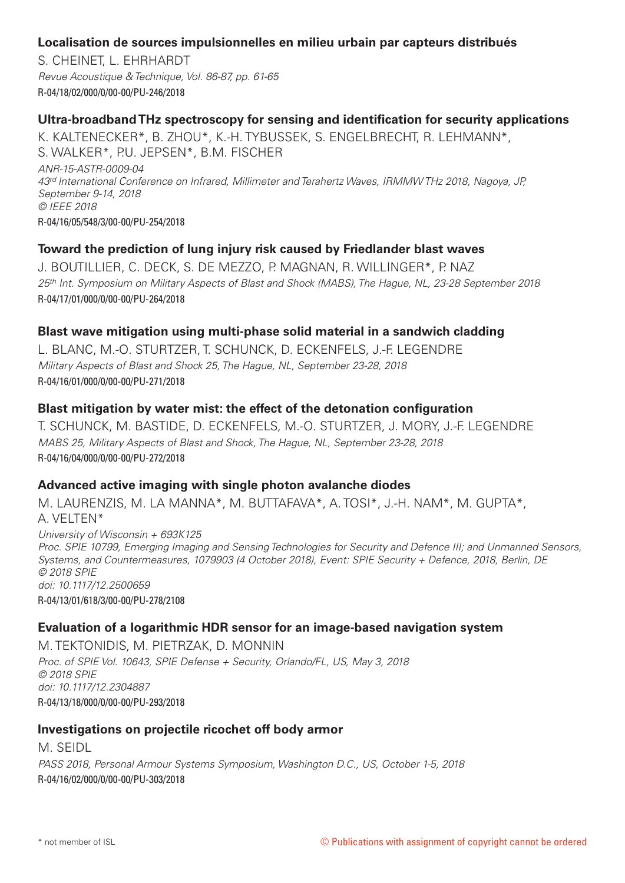### Localisation de sources impulsionnelles en milieu urbain par capteurs distribués

S. CHEINET, L. EHRHARDT
*Revue Acoustique & Technique, Vol. 86-87, pp. 61-65*
R-04/18/02/000/0/00-00/PU-246/2018

### Ultra-broadband THz spectroscopy for sensing and identification for security applications

K. KALTENECKER*, B. ZHOU*, K.-H. TYBUSSEK, S. ENGELBRECHT, R. LEHMANN*, S. WALKER*, P.U. JEPSEN*, B.M. FISCHER
*ANR-15-ASTR-0009-04*
*43rd International Conference on Infrared, Millimeter and Terahertz Waves, IRMMW THz 2018, Nagoya, JP, September 9-14, 2018*
*© IEEE 2018*
R-04/16/05/548/3/00-00/PU-254/2018

### Toward the prediction of lung injury risk caused by Friedlander blast waves

J. BOUTILLIER, C. DECK, S. DE MEZZO, P. MAGNAN, R. WILLINGER*, P. NAZ
*25th Int. Symposium on Military Aspects of Blast and Shock (MABS), The Hague, NL, 23-28 September 2018*
R-04/17/01/000/0/00-00/PU-264/2018

### Blast wave mitigation using multi-phase solid material in a sandwich cladding

L. BLANC, M.-O. STURTZER, T. SCHUNCK, D. ECKENFELS, J.-F. LEGENDRE
*Military Aspects of Blast and Shock 25, The Hague, NL, September 23-28, 2018*
R-04/16/01/000/0/00-00/PU-271/2018

### Blast mitigation by water mist: the effect of the detonation configuration

T. SCHUNCK, M. BASTIDE, D. ECKENFELS, M.-O. STURTZER, J. MORY, J.-F. LEGENDRE
*MABS 25, Military Aspects of Blast and Shock, The Hague, NL, September 23-28, 2018*
R-04/16/04/000/0/00-00/PU-272/2018

### Advanced active imaging with single photon avalanche diodes

M. LAURENZIS, M. LA MANNA*, M. BUTTAFAVA*, A. TOSI*, J.-H. NAM*, M. GUPTA*, A. VELTEN*
*University of Wisconsin + 693K125*
*Proc. SPIE 10799, Emerging Imaging and Sensing Technologies for Security and Defence III; and Unmanned Sensors, Systems, and Countermeasures, 1079903 (4 October 2018), Event: SPIE Security + Defence, 2018, Berlin, DE*
*© 2018 SPIE*
*doi: 10.1117/12.2500659*
R-04/13/01/618/3/00-00/PU-278/2108

### Evaluation of a logarithmic HDR sensor for an image-based navigation system

M. TEKTONIDIS, M. PIETRZAK, D. MONNIN
*Proc. of SPIE Vol. 10643, SPIE Defense + Security, Orlando/FL, US, May 3, 2018*
*© 2018 SPIE*
*doi: 10.1117/12.2304887*
R-04/13/18/000/0/00-00/PU-293/2018

### Investigations on projectile ricochet off body armor

M. SEIDL
*PASS 2018, Personal Armour Systems Symposium, Washington D.C., US, October 1-5, 2018*
R-04/16/02/000/0/00-00/PU-303/2018

\* not member of ISL

© Publications with assignment of copyright cannot be ordered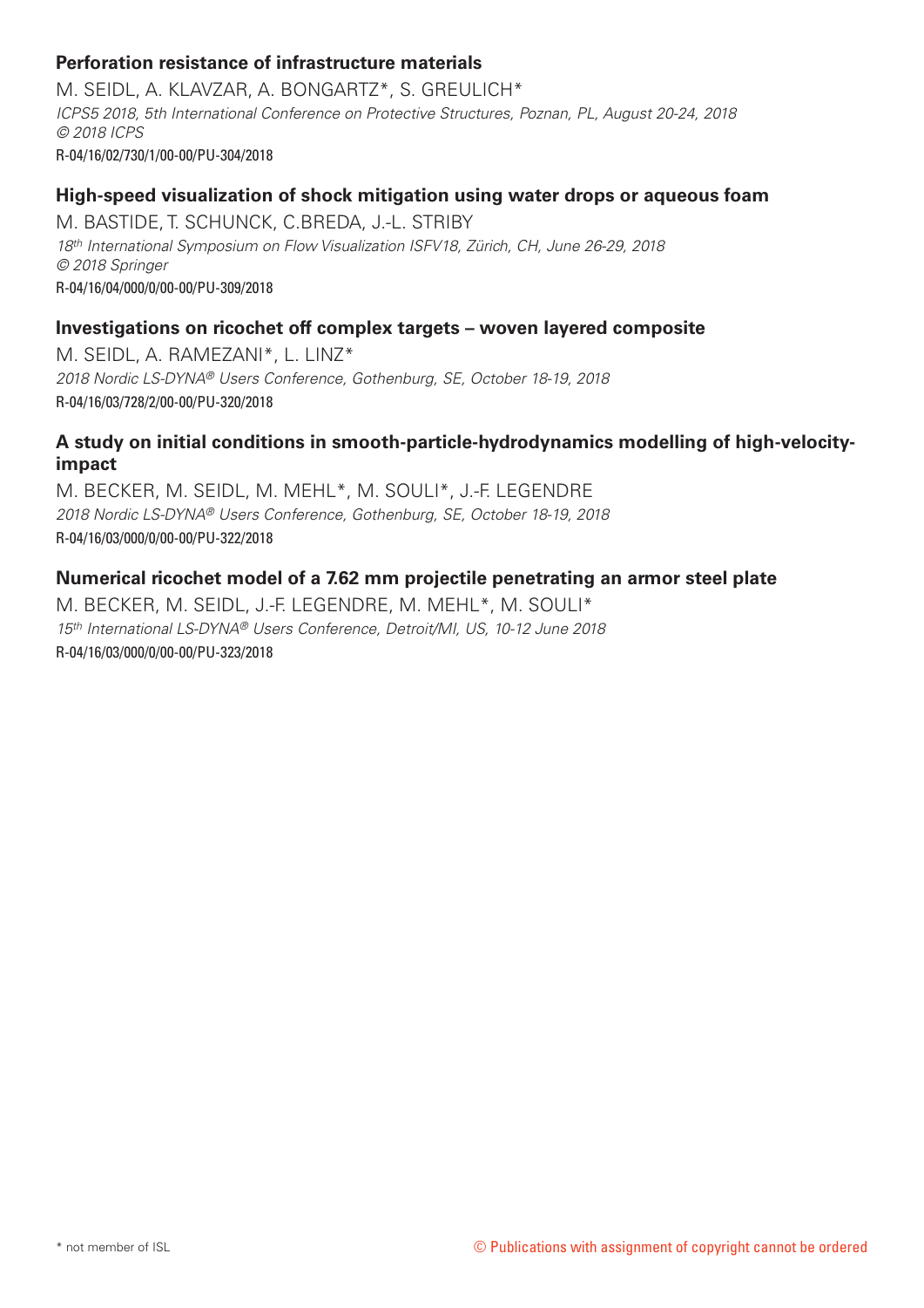**Perforation resistance of infrastructure materials**

M. SEIDL, A. KLAVZAR, A. BONGARTZ*, S. GREULICH*

*ICPS5 2018, 5th International Conference on Protective Structures, Poznan, PL, August 20-24, 2018*
*© 2018 ICPS*

R-04/16/02/730/1/00-00/PU-304/2018

**High-speed visualization of shock mitigation using water drops or aqueous foam**

M. BASTIDE, T. SCHUNCK, C.BREDA, J.-L. STRIBY

*18th International Symposium on Flow Visualization ISFV18, Zürich, CH, June 26-29, 2018*
*© 2018 Springer*

R-04/16/04/000/0/00-00/PU-309/2018

**Investigations on ricochet off complex targets – woven layered composite**

M. SEIDL, A. RAMEZANI*, L. LINZ*

*2018 Nordic LS-DYNA® Users Conference, Gothenburg, SE, October 18-19, 2018*

R-04/16/03/728/2/00-00/PU-320/2018

**A study on initial conditions in smooth-particle-hydrodynamics modelling of high-velocity-impact**

M. BECKER, M. SEIDL, M. MEHL*, M. SOULI*, J.-F. LEGENDRE

*2018 Nordic LS-DYNA® Users Conference, Gothenburg, SE, October 18-19, 2018*

R-04/16/03/000/0/00-00/PU-322/2018

**Numerical ricochet model of a 7.62 mm projectile penetrating an armor steel plate**

M. BECKER, M. SEIDL, J.-F. LEGENDRE, M. MEHL*, M. SOULI*

*15th International LS-DYNA® Users Conference, Detroit/MI, US, 10-12 June 2018*

R-04/16/03/000/0/00-00/PU-323/2018

\* not member of ISL

© Publications with assignment of copyright cannot be ordered